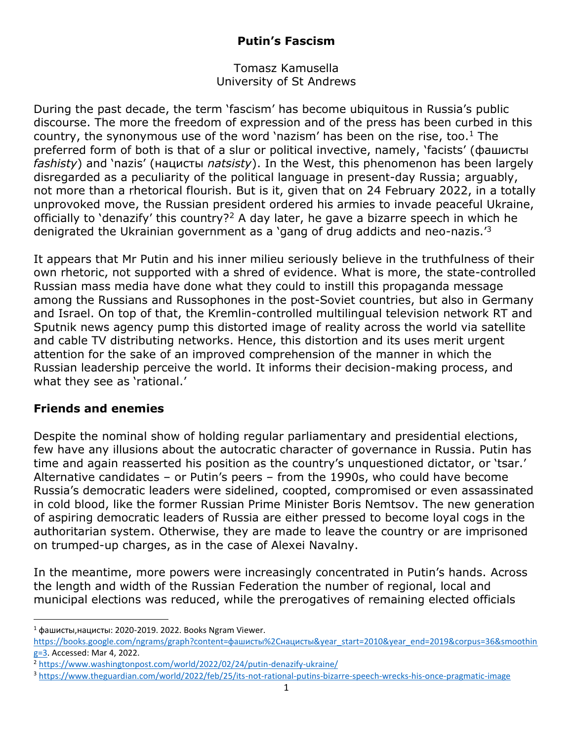# Putin's Fascism

Tomasz Kamusella
University of St Andrews

During the past decade, the term 'fascism' has become ubiquitous in Russia's public discourse. The more the freedom of expression and of the press has been curbed in this country, the synonymous use of the word 'nazism' has been on the rise, too.[1] The preferred form of both is that of a slur or political invective, namely, 'facists' (фашисты *fashisty*) and 'nazis' (нацисты *natsisty*). In the West, this phenomenon has been largely disregarded as a peculiarity of the political language in present-day Russia; arguably, not more than a rhetorical flourish. But is it, given that on 24 February 2022, in a totally unprovoked move, the Russian president ordered his armies to invade peaceful Ukraine, officially to 'denazify' this country?[2] A day later, he gave a bizarre speech in which he denigrated the Ukrainian government as a 'gang of drug addicts and neo-nazis.'[3]

It appears that Mr Putin and his inner milieu seriously believe in the truthfulness of their own rhetoric, not supported with a shred of evidence. What is more, the state-controlled Russian mass media have done what they could to instill this propaganda message among the Russians and Russophones in the post-Soviet countries, but also in Germany and Israel. On top of that, the Kremlin-controlled multilingual television network RT and Sputnik news agency pump this distorted image of reality across the world via satellite and cable TV distributing networks. Hence, this distortion and its uses merit urgent attention for the sake of an improved comprehension of the manner in which the Russian leadership perceive the world. It informs their decision-making process, and what they see as 'rational.'

## Friends and enemies

Despite the nominal show of holding regular parliamentary and presidential elections, few have any illusions about the autocratic character of governance in Russia. Putin has time and again reasserted his position as the country's unquestioned dictator, or 'tsar.' Alternative candidates – or Putin's peers – from the 1990s, who could have become Russia's democratic leaders were sidelined, coopted, compromised or even assassinated in cold blood, like the former Russian Prime Minister Boris Nemtsov. The new generation of aspiring democratic leaders of Russia are either pressed to become loyal cogs in the authoritarian system. Otherwise, they are made to leave the country or are imprisoned on trumped-up charges, as in the case of Alexei Navalny.

In the meantime, more powers were increasingly concentrated in Putin's hands. Across the length and width of the Russian Federation the number of regional, local and municipal elections was reduced, while the prerogatives of remaining elected officials

---

[1] фашисты,нацисты: 2020-2019. 2022. Books Ngram Viewer. https://books.google.com/ngrams/graph?content=фашисты%2Cнацисты&year_start=2010&year_end=2019&corpus=36&smoothing=3. Accessed: Mar 4, 2022.

[2] https://www.washingtonpost.com/world/2022/02/24/putin-denazify-ukraine/

[3] https://www.theguardian.com/world/2022/feb/25/its-not-rational-putins-bizarre-speech-wrecks-his-once-pragmatic-image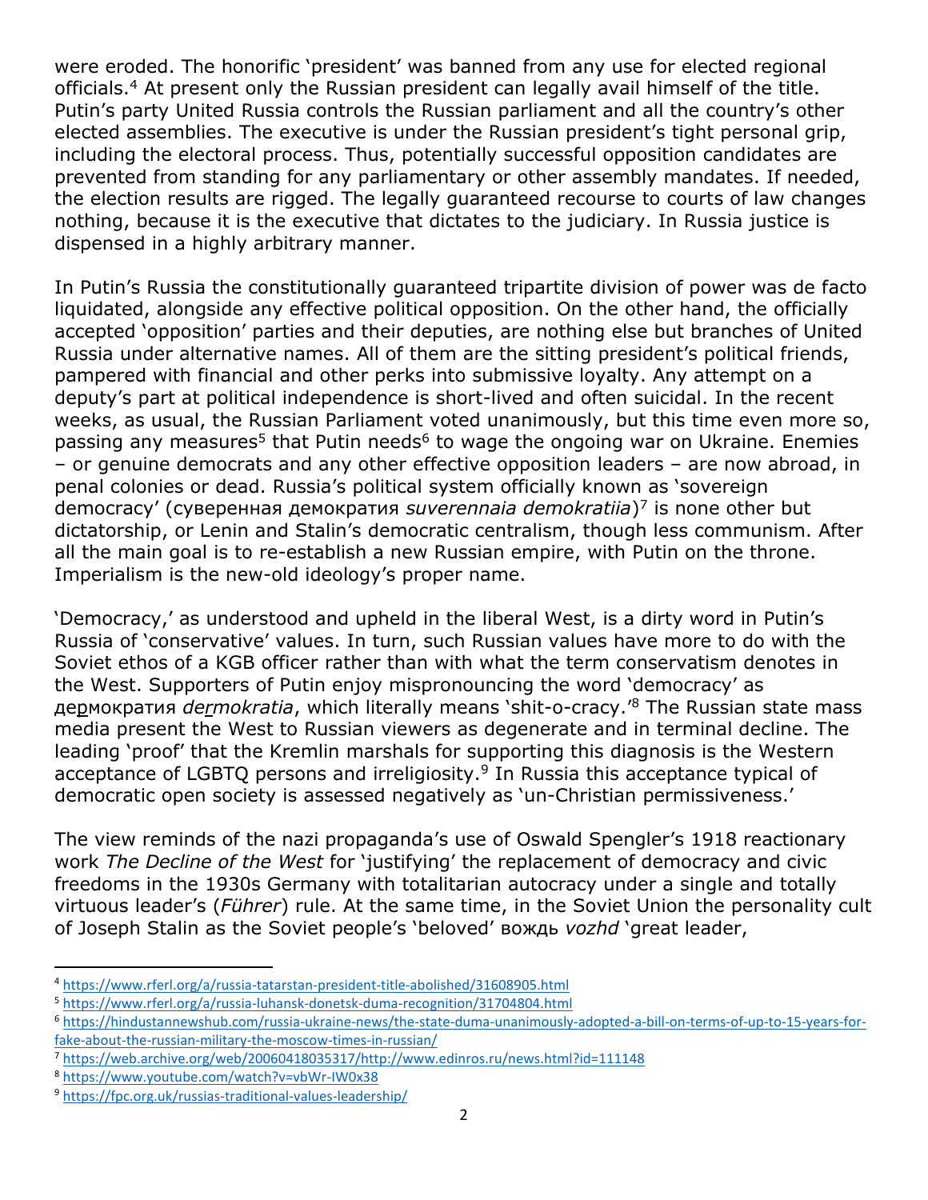were eroded. The honorific 'president' was banned from any use for elected regional officials.[4] At present only the Russian president can legally avail himself of the title. Putin's party United Russia controls the Russian parliament and all the country's other elected assemblies. The executive is under the Russian president's tight personal grip, including the electoral process. Thus, potentially successful opposition candidates are prevented from standing for any parliamentary or other assembly mandates. If needed, the election results are rigged. The legally guaranteed recourse to courts of law changes nothing, because it is the executive that dictates to the judiciary. In Russia justice is dispensed in a highly arbitrary manner.

In Putin's Russia the constitutionally guaranteed tripartite division of power was de facto liquidated, alongside any effective political opposition. On the other hand, the officially accepted 'opposition' parties and their deputies, are nothing else but branches of United Russia under alternative names. All of them are the sitting president's political friends, pampered with financial and other perks into submissive loyalty. Any attempt on a deputy's part at political independence is short-lived and often suicidal. In the recent weeks, as usual, the Russian Parliament voted unanimously, but this time even more so, passing any measures[5] that Putin needs[6] to wage the ongoing war on Ukraine. Enemies – or genuine democrats and any other effective opposition leaders – are now abroad, in penal colonies or dead. Russia's political system officially known as 'sovereign democracy' (суверенная демократия *suverennaia demokratiia*)[7] is none other but dictatorship, or Lenin and Stalin's democratic centralism, though less communism. After all the main goal is to re-establish a new Russian empire, with Putin on the throne. Imperialism is the new-old ideology's proper name.

'Democracy,' as understood and upheld in the liberal West, is a dirty word in Putin's Russia of 'conservative' values. In turn, such Russian values have more to do with the Soviet ethos of a KGB officer rather than with what the term conservatism denotes in the West. Supporters of Putin enjoy mispronouncing the word 'democracy' as де<u>р</u>мократия *de<u>r</u>mokratia*, which literally means 'shit-o-cracy.'[8] The Russian state mass media present the West to Russian viewers as degenerate and in terminal decline. The leading 'proof' that the Kremlin marshals for supporting this diagnosis is the Western acceptance of LGBTQ persons and irreligiosity.[9] In Russia this acceptance typical of democratic open society is assessed negatively as 'un-Christian permissiveness.'

The view reminds of the nazi propaganda's use of Oswald Spengler's 1918 reactionary work *The Decline of the West* for 'justifying' the replacement of democracy and civic freedoms in the 1930s Germany with totalitarian autocracy under a single and totally virtuous leader's (*Führer*) rule. At the same time, in the Soviet Union the personality cult of Joseph Stalin as the Soviet people's 'beloved' вождь *vozhd* 'great leader,

---

[4] https://www.rferl.org/a/russia-tatarstan-president-title-abolished/31608905.html

[5] https://www.rferl.org/a/russia-luhansk-donetsk-duma-recognition/31704804.html

[6] https://hindustannewshub.com/russia-ukraine-news/the-state-duma-unanimously-adopted-a-bill-on-terms-of-up-to-15-years-for-fake-about-the-russian-military-the-moscow-times-in-russian/

[7] https://web.archive.org/web/20060418035317/http://www.edinros.ru/news.html?id=111148

[8] https://www.youtube.com/watch?v=vbWr-IW0x38

[9] https://fpc.org.uk/russias-traditional-values-leadership/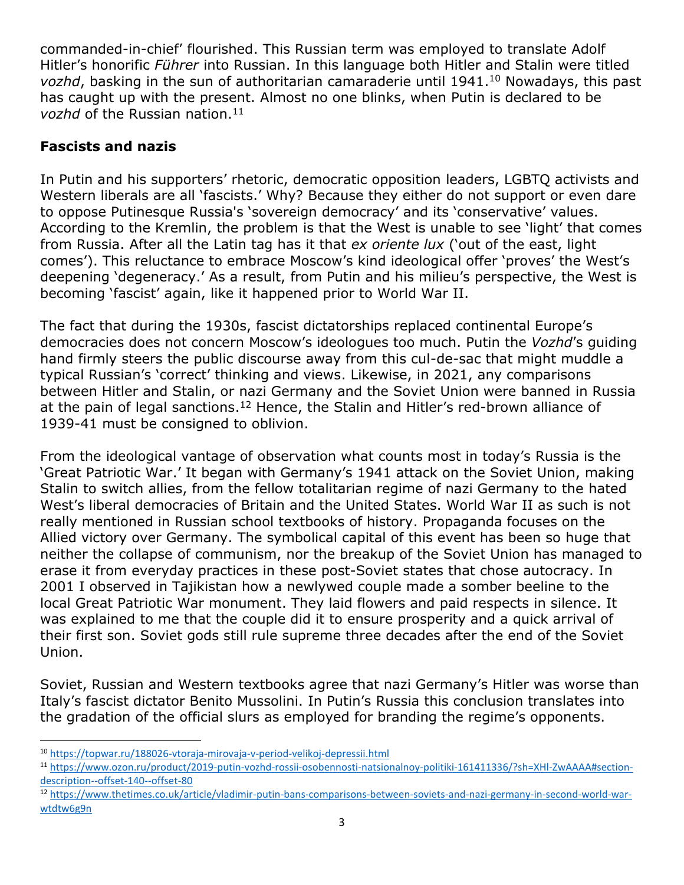commanded-in-chief' flourished. This Russian term was employed to translate Adolf Hitler's honorific *Führer* into Russian. In this language both Hitler and Stalin were titled *vozhd*, basking in the sun of authoritarian camaraderie until 1941.[10] Nowadays, this past has caught up with the present. Almost no one blinks, when Putin is declared to be *vozhd* of the Russian nation.[11]

## Fascists and nazis

In Putin and his supporters' rhetoric, democratic opposition leaders, LGBTQ activists and Western liberals are all 'fascists.' Why? Because they either do not support or even dare to oppose Putinesque Russia's 'sovereign democracy' and its 'conservative' values. According to the Kremlin, the problem is that the West is unable to see 'light' that comes from Russia. After all the Latin tag has it that *ex oriente lux* ('out of the east, light comes'). This reluctance to embrace Moscow's kind ideological offer 'proves' the West's deepening 'degeneracy.' As a result, from Putin and his milieu's perspective, the West is becoming 'fascist' again, like it happened prior to World War II.

The fact that during the 1930s, fascist dictatorships replaced continental Europe's democracies does not concern Moscow's ideologues too much. Putin the *Vozhd*'s guiding hand firmly steers the public discourse away from this cul-de-sac that might muddle a typical Russian's 'correct' thinking and views. Likewise, in 2021, any comparisons between Hitler and Stalin, or nazi Germany and the Soviet Union were banned in Russia at the pain of legal sanctions.[12] Hence, the Stalin and Hitler's red-brown alliance of 1939-41 must be consigned to oblivion.

From the ideological vantage of observation what counts most in today's Russia is the 'Great Patriotic War.' It began with Germany's 1941 attack on the Soviet Union, making Stalin to switch allies, from the fellow totalitarian regime of nazi Germany to the hated West's liberal democracies of Britain and the United States. World War II as such is not really mentioned in Russian school textbooks of history. Propaganda focuses on the Allied victory over Germany. The symbolical capital of this event has been so huge that neither the collapse of communism, nor the breakup of the Soviet Union has managed to erase it from everyday practices in these post-Soviet states that chose autocracy. In 2001 I observed in Tajikistan how a newlywed couple made a somber beeline to the local Great Patriotic War monument. They laid flowers and paid respects in silence. It was explained to me that the couple did it to ensure prosperity and a quick arrival of their first son. Soviet gods still rule supreme three decades after the end of the Soviet Union.

Soviet, Russian and Western textbooks agree that nazi Germany's Hitler was worse than Italy's fascist dictator Benito Mussolini. In Putin's Russia this conclusion translates into the gradation of the official slurs as employed for branding the regime's opponents.

---

[10] https://topwar.ru/188026-vtoraja-mirovaja-v-period-velikoj-depressii.html

[11] https://www.ozon.ru/product/2019-putin-vozhd-rossii-osobennosti-natsionalnoy-politiki-161411336/?sh=XHl-ZwAAAA#section-description--offset-140--offset-80

[12] https://www.thetimes.co.uk/article/vladimir-putin-bans-comparisons-between-soviets-and-nazi-germany-in-second-world-war-wtdtw6g9n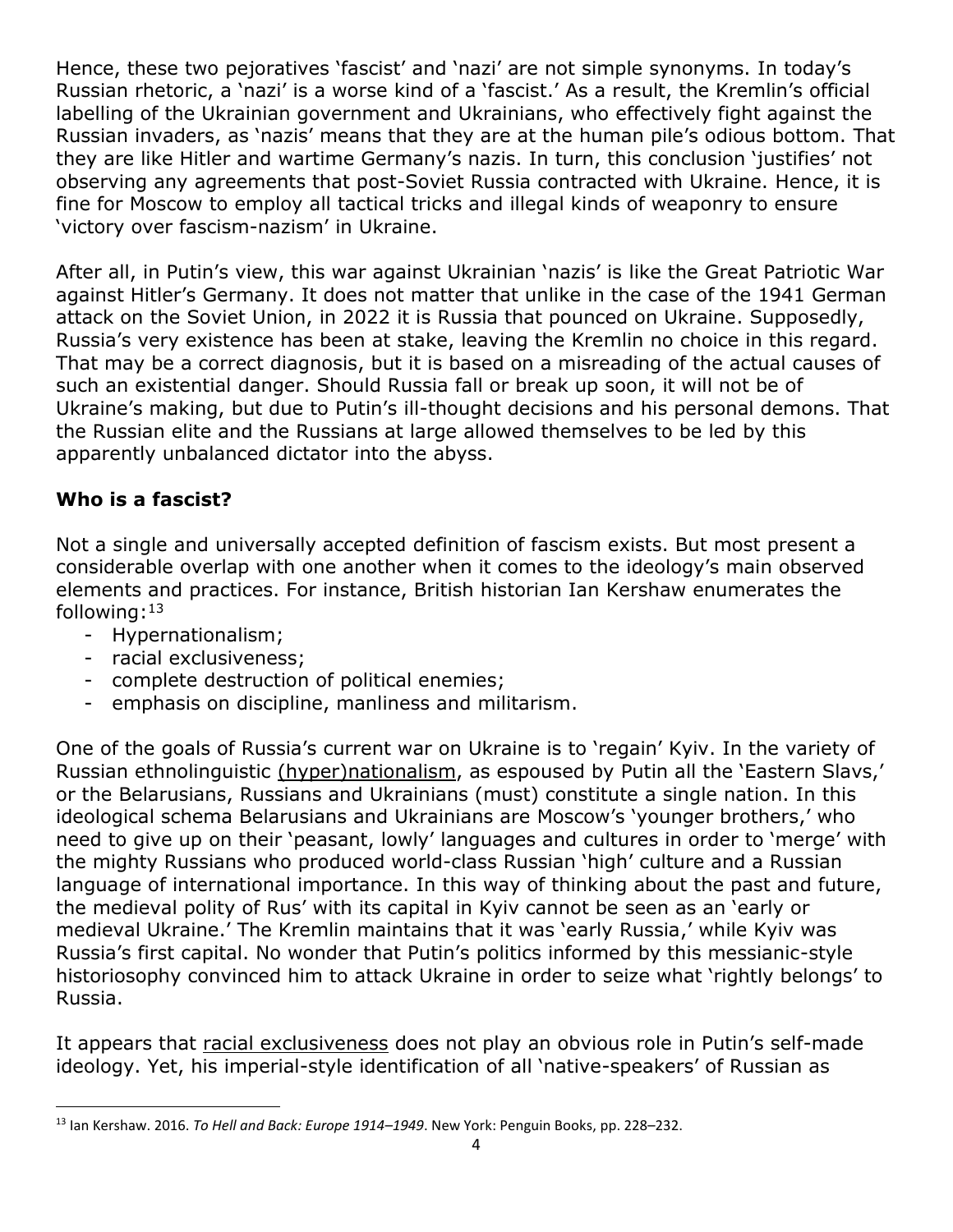Hence, these two pejoratives 'fascist' and 'nazi' are not simple synonyms. In today's Russian rhetoric, a 'nazi' is a worse kind of a 'fascist.' As a result, the Kremlin's official labelling of the Ukrainian government and Ukrainians, who effectively fight against the Russian invaders, as 'nazis' means that they are at the human pile's odious bottom. That they are like Hitler and wartime Germany's nazis. In turn, this conclusion 'justifies' not observing any agreements that post-Soviet Russia contracted with Ukraine. Hence, it is fine for Moscow to employ all tactical tricks and illegal kinds of weaponry to ensure 'victory over fascism-nazism' in Ukraine.

After all, in Putin's view, this war against Ukrainian 'nazis' is like the Great Patriotic War against Hitler's Germany. It does not matter that unlike in the case of the 1941 German attack on the Soviet Union, in 2022 it is Russia that pounced on Ukraine. Supposedly, Russia's very existence has been at stake, leaving the Kremlin no choice in this regard. That may be a correct diagnosis, but it is based on a misreading of the actual causes of such an existential danger. Should Russia fall or break up soon, it will not be of Ukraine's making, but due to Putin's ill-thought decisions and his personal demons. That the Russian elite and the Russians at large allowed themselves to be led by this apparently unbalanced dictator into the abyss.

## Who is a fascist?

Not a single and universally accepted definition of fascism exists. But most present a considerable overlap with one another when it comes to the ideology's main observed elements and practices. For instance, British historian Ian Kershaw enumerates the following:[13]

- Hypernationalism;
- racial exclusiveness;
- complete destruction of political enemies;
- emphasis on discipline, manliness and militarism.

One of the goals of Russia's current war on Ukraine is to 'regain' Kyiv. In the variety of Russian ethnolinguistic <u>(hyper)nationalism</u>, as espoused by Putin all the 'Eastern Slavs,' or the Belarusians, Russians and Ukrainians (must) constitute a single nation. In this ideological schema Belarusians and Ukrainians are Moscow's 'younger brothers,' who need to give up on their 'peasant, lowly' languages and cultures in order to 'merge' with the mighty Russians who produced world-class Russian 'high' culture and a Russian language of international importance. In this way of thinking about the past and future, the medieval polity of Rus' with its capital in Kyiv cannot be seen as an 'early or medieval Ukraine.' The Kremlin maintains that it was 'early Russia,' while Kyiv was Russia's first capital. No wonder that Putin's politics informed by this messianic-style historiosophy convinced him to attack Ukraine in order to seize what 'rightly belongs' to Russia.

It appears that <u>racial exclusiveness</u> does not play an obvious role in Putin's self-made ideology. Yet, his imperial-style identification of all 'native-speakers' of Russian as

---

[13] Ian Kershaw. 2016. *To Hell and Back: Europe 1914–1949*. New York: Penguin Books, pp. 228–232.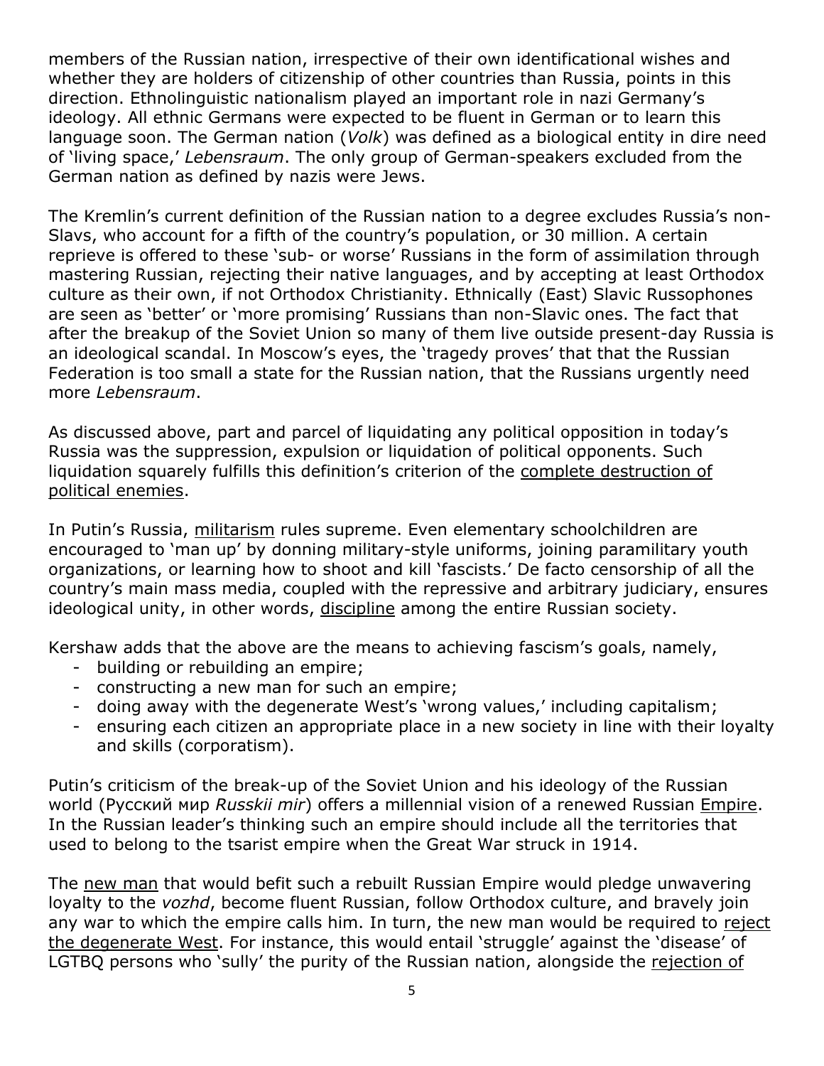members of the Russian nation, irrespective of their own identificational wishes and whether they are holders of citizenship of other countries than Russia, points in this direction. Ethnolinguistic nationalism played an important role in nazi Germany's ideology. All ethnic Germans were expected to be fluent in German or to learn this language soon. The German nation (*Volk*) was defined as a biological entity in dire need of 'living space,' *Lebensraum*. The only group of German-speakers excluded from the German nation as defined by nazis were Jews.

The Kremlin's current definition of the Russian nation to a degree excludes Russia's non-Slavs, who account for a fifth of the country's population, or 30 million. A certain reprieve is offered to these 'sub- or worse' Russians in the form of assimilation through mastering Russian, rejecting their native languages, and by accepting at least Orthodox culture as their own, if not Orthodox Christianity. Ethnically (East) Slavic Russophones are seen as 'better' or 'more promising' Russians than non-Slavic ones. The fact that after the breakup of the Soviet Union so many of them live outside present-day Russia is an ideological scandal. In Moscow's eyes, the 'tragedy proves' that that the Russian Federation is too small a state for the Russian nation, that the Russians urgently need more *Lebensraum*.

As discussed above, part and parcel of liquidating any political opposition in today's Russia was the suppression, expulsion or liquidation of political opponents. Such liquidation squarely fulfills this definition's criterion of the <u>complete destruction of political enemies</u>.

In Putin's Russia, <u>militarism</u> rules supreme. Even elementary schoolchildren are encouraged to 'man up' by donning military-style uniforms, joining paramilitary youth organizations, or learning how to shoot and kill 'fascists.' De facto censorship of all the country's main mass media, coupled with the repressive and arbitrary judiciary, ensures ideological unity, in other words, <u>discipline</u> among the entire Russian society.

Kershaw adds that the above are the means to achieving fascism's goals, namely,

- building or rebuilding an empire;
- constructing a new man for such an empire;
- doing away with the degenerate West's 'wrong values,' including capitalism;
- ensuring each citizen an appropriate place in a new society in line with their loyalty and skills (corporatism).

Putin's criticism of the break-up of the Soviet Union and his ideology of the Russian world (Русский мир *Russkii mir*) offers a millennial vision of a renewed Russian <u>Empire</u>. In the Russian leader's thinking such an empire should include all the territories that used to belong to the tsarist empire when the Great War struck in 1914.

The <u>new man</u> that would befit such a rebuilt Russian Empire would pledge unwavering loyalty to the *vozhd*, become fluent Russian, follow Orthodox culture, and bravely join any war to which the empire calls him. In turn, the new man would be required to <u>reject the degenerate West</u>. For instance, this would entail 'struggle' against the 'disease' of LGTBQ persons who 'sully' the purity of the Russian nation, alongside the <u>rejection of</u>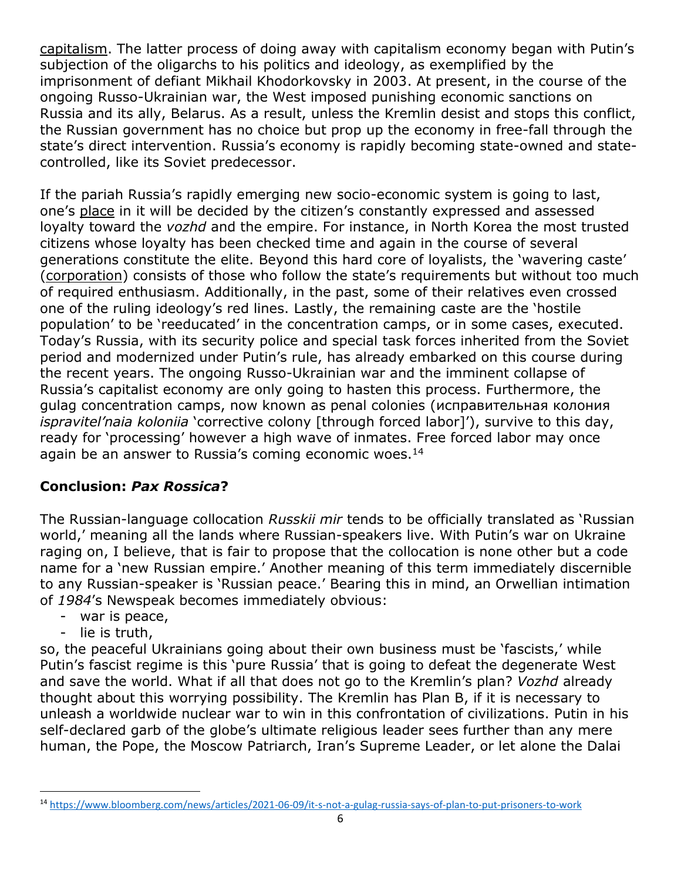capitalism. The latter process of doing away with capitalism economy began with Putin's subjection of the oligarchs to his politics and ideology, as exemplified by the imprisonment of defiant Mikhail Khodorkovsky in 2003. At present, in the course of the ongoing Russo-Ukrainian war, the West imposed punishing economic sanctions on Russia and its ally, Belarus. As a result, unless the Kremlin desist and stops this conflict, the Russian government has no choice but prop up the economy in free-fall through the state's direct intervention. Russia's economy is rapidly becoming state-owned and state-controlled, like its Soviet predecessor.

If the pariah Russia's rapidly emerging new socio-economic system is going to last, one's place in it will be decided by the citizen's constantly expressed and assessed loyalty toward the *vozhd* and the empire. For instance, in North Korea the most trusted citizens whose loyalty has been checked time and again in the course of several generations constitute the elite. Beyond this hard core of loyalists, the 'wavering caste' (corporation) consists of those who follow the state's requirements but without too much of required enthusiasm. Additionally, in the past, some of their relatives even crossed one of the ruling ideology's red lines. Lastly, the remaining caste are the 'hostile population' to be 'reeducated' in the concentration camps, or in some cases, executed. Today's Russia, with its security police and special task forces inherited from the Soviet period and modernized under Putin's rule, has already embarked on this course during the recent years. The ongoing Russo-Ukrainian war and the imminent collapse of Russia's capitalist economy are only going to hasten this process. Furthermore, the gulag concentration camps, now known as penal colonies (исправительная колония *ispravitel'naia koloniia* 'corrective colony [through forced labor]'), survive to this day, ready for 'processing' however a high wave of inmates. Free forced labor may once again be an answer to Russia's coming economic woes.[14]

## Conclusion: *Pax Rossica*?

The Russian-language collocation *Russkii mir* tends to be officially translated as 'Russian world,' meaning all the lands where Russian-speakers live. With Putin's war on Ukraine raging on, I believe, that is fair to propose that the collocation is none other but a code name for a 'new Russian empire.' Another meaning of this term immediately discernible to any Russian-speaker is 'Russian peace.' Bearing this in mind, an Orwellian intimation of *1984*'s Newspeak becomes immediately obvious:

- war is peace,
- lie is truth,

so, the peaceful Ukrainians going about their own business must be 'fascists,' while Putin's fascist regime is this 'pure Russia' that is going to defeat the degenerate West and save the world. What if all that does not go to the Kremlin's plan? *Vozhd* already thought about this worrying possibility. The Kremlin has Plan B, if it is necessary to unleash a worldwide nuclear war to win in this confrontation of civilizations. Putin in his self-declared garb of the globe's ultimate religious leader sees further than any mere human, the Pope, the Moscow Patriarch, Iran's Supreme Leader, or let alone the Dalai

[14] https://www.bloomberg.com/news/articles/2021-06-09/it-s-not-a-gulag-russia-says-of-plan-to-put-prisoners-to-work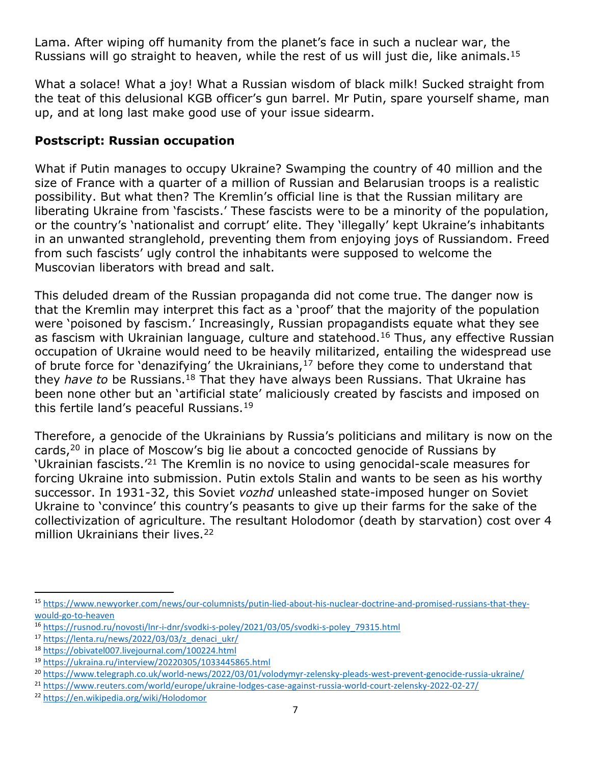Lama. After wiping off humanity from the planet's face in such a nuclear war, the Russians will go straight to heaven, while the rest of us will just die, like animals.[15]

What a solace! What a joy! What a Russian wisdom of black milk! Sucked straight from the teat of this delusional KGB officer's gun barrel. Mr Putin, spare yourself shame, man up, and at long last make good use of your issue sidearm.

## Postscript: Russian occupation

What if Putin manages to occupy Ukraine? Swamping the country of 40 million and the size of France with a quarter of a million of Russian and Belarusian troops is a realistic possibility. But what then? The Kremlin's official line is that the Russian military are liberating Ukraine from 'fascists.' These fascists were to be a minority of the population, or the country's 'nationalist and corrupt' elite. They 'illegally' kept Ukraine's inhabitants in an unwanted stranglehold, preventing them from enjoying joys of Russiandom. Freed from such fascists' ugly control the inhabitants were supposed to welcome the Muscovian liberators with bread and salt.

This deluded dream of the Russian propaganda did not come true. The danger now is that the Kremlin may interpret this fact as a 'proof' that the majority of the population were 'poisoned by fascism.' Increasingly, Russian propagandists equate what they see as fascism with Ukrainian language, culture and statehood.[16] Thus, any effective Russian occupation of Ukraine would need to be heavily militarized, entailing the widespread use of brute force for 'denazifying' the Ukrainians,[17] before they come to understand that they *have to* be Russians.[18] That they have always been Russians. That Ukraine has been none other but an 'artificial state' maliciously created by fascists and imposed on this fertile land's peaceful Russians.[19]

Therefore, a genocide of the Ukrainians by Russia's politicians and military is now on the cards,[20] in place of Moscow's big lie about a concocted genocide of Russians by 'Ukrainian fascists.'[21] The Kremlin is no novice to using genocidal-scale measures for forcing Ukraine into submission. Putin extols Stalin and wants to be seen as his worthy successor. In 1931-32, this Soviet *vozhd* unleashed state-imposed hunger on Soviet Ukraine to 'convince' this country's peasants to give up their farms for the sake of the collectivization of agriculture. The resultant Holodomor (death by starvation) cost over 4 million Ukrainians their lives.[22]

---

[15] https://www.newyorker.com/news/our-columnists/putin-lied-about-his-nuclear-doctrine-and-promised-russians-that-they-would-go-to-heaven

[16] https://rusnod.ru/novosti/lnr-i-dnr/svodki-s-poley/2021/03/05/svodki-s-poley_79315.html

[17] https://lenta.ru/news/2022/03/03/z_denaci_ukr/

[18] https://obivatel007.livejournal.com/100224.html

[19] https://ukraina.ru/interview/20220305/1033445865.html

[20] https://www.telegraph.co.uk/world-news/2022/03/01/volodymyr-zelensky-pleads-west-prevent-genocide-russia-ukraine/

[21] https://www.reuters.com/world/europe/ukraine-lodges-case-against-russia-world-court-zelensky-2022-02-27/

[22] https://en.wikipedia.org/wiki/Holodomor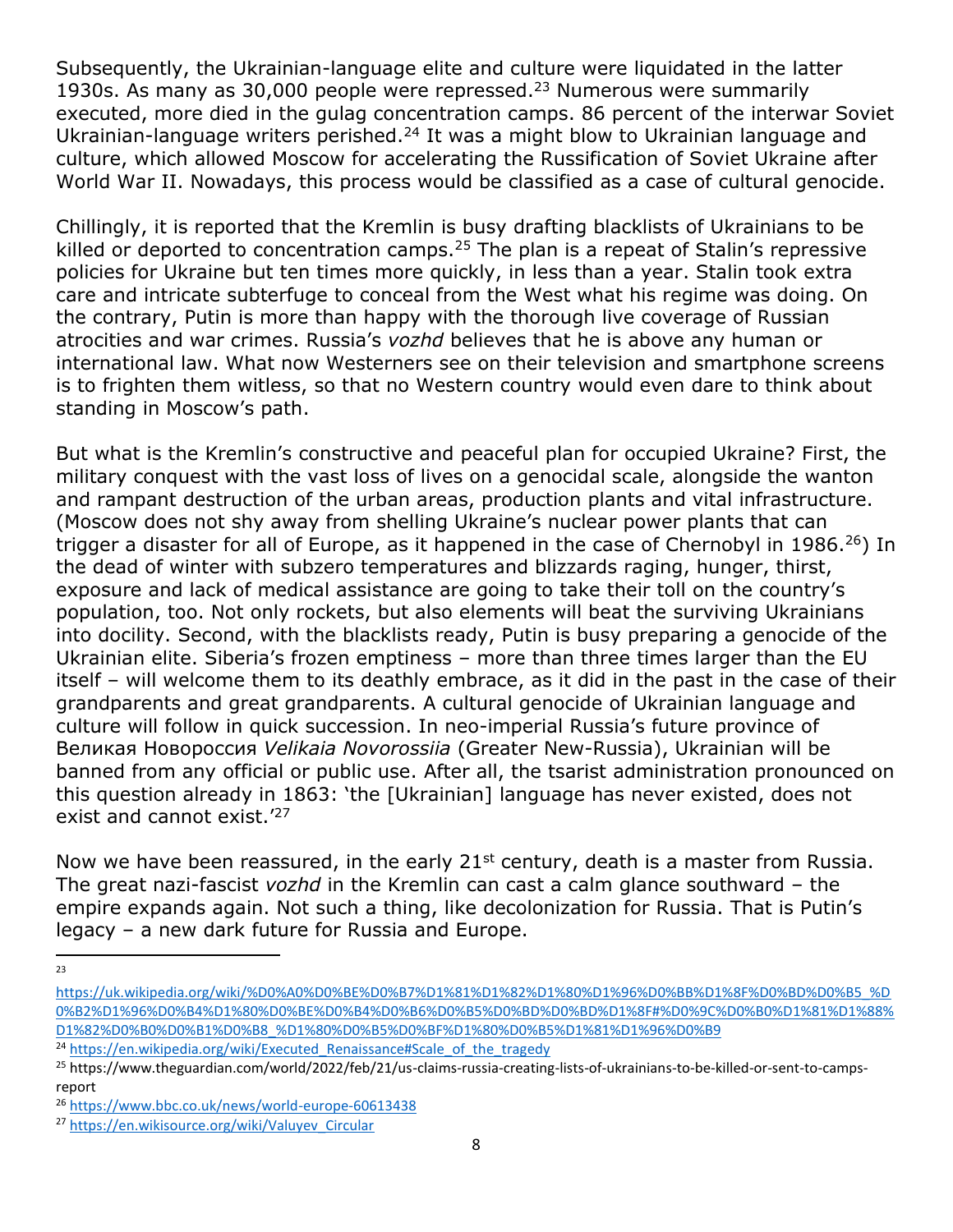Subsequently, the Ukrainian-language elite and culture were liquidated in the latter 1930s. As many as 30,000 people were repressed.[23] Numerous were summarily executed, more died in the gulag concentration camps. 86 percent of the interwar Soviet Ukrainian-language writers perished.[24] It was a might blow to Ukrainian language and culture, which allowed Moscow for accelerating the Russification of Soviet Ukraine after World War II. Nowadays, this process would be classified as a case of cultural genocide.

Chillingly, it is reported that the Kremlin is busy drafting blacklists of Ukrainians to be killed or deported to concentration camps.[25] The plan is a repeat of Stalin's repressive policies for Ukraine but ten times more quickly, in less than a year. Stalin took extra care and intricate subterfuge to conceal from the West what his regime was doing. On the contrary, Putin is more than happy with the thorough live coverage of Russian atrocities and war crimes. Russia's *vozhd* believes that he is above any human or international law. What now Westerners see on their television and smartphone screens is to frighten them witless, so that no Western country would even dare to think about standing in Moscow's path.

But what is the Kremlin's constructive and peaceful plan for occupied Ukraine? First, the military conquest with the vast loss of lives on a genocidal scale, alongside the wanton and rampant destruction of the urban areas, production plants and vital infrastructure. (Moscow does not shy away from shelling Ukraine's nuclear power plants that can trigger a disaster for all of Europe, as it happened in the case of Chernobyl in 1986.[26]) In the dead of winter with subzero temperatures and blizzards raging, hunger, thirst, exposure and lack of medical assistance are going to take their toll on the country's population, too. Not only rockets, but also elements will beat the surviving Ukrainians into docility. Second, with the blacklists ready, Putin is busy preparing a genocide of the Ukrainian elite. Siberia's frozen emptiness – more than three times larger than the EU itself – will welcome them to its deathly embrace, as it did in the past in the case of their grandparents and great grandparents. A cultural genocide of Ukrainian language and culture will follow in quick succession. In neo-imperial Russia's future province of Великая Новороссия *Velikaia Novorossiia* (Greater New-Russia), Ukrainian will be banned from any official or public use. After all, the tsarist administration pronounced on this question already in 1863: 'the [Ukrainian] language has never existed, does not exist and cannot exist.'[27]

Now we have been reassured, in the early 21st century, death is a master from Russia. The great nazi-fascist *vozhd* in the Kremlin can cast a calm glance southward – the empire expands again. Not such a thing, like decolonization for Russia. That is Putin's legacy – a new dark future for Russia and Europe.

---

[23] https://uk.wikipedia.org/wiki/%D0%A0%D0%BE%D0%B7%D1%81%D1%82%D1%80%D1%96%D0%BB%D1%8F%D0%BD%D0%B5_%D0%B2%D1%96%D0%B4%D1%80%D0%BE%D0%B4%D0%B6%D0%B5%D0%BD%D0%BD%D1%8F#%D0%9C%D0%B0%D1%81%D1%88%D1%82%D0%B0%D0%B1%D0%B8_%D1%80%D0%B5%D0%BF%D1%80%D0%B5%D1%81%D1%96%D0%B9

[24] https://en.wikipedia.org/wiki/Executed_Renaissance#Scale_of_the_tragedy

[25] https://www.theguardian.com/world/2022/feb/21/us-claims-russia-creating-lists-of-ukrainians-to-be-killed-or-sent-to-camps-report

[26] https://www.bbc.co.uk/news/world-europe-60613438

[27] https://en.wikisource.org/wiki/Valuyev_Circular